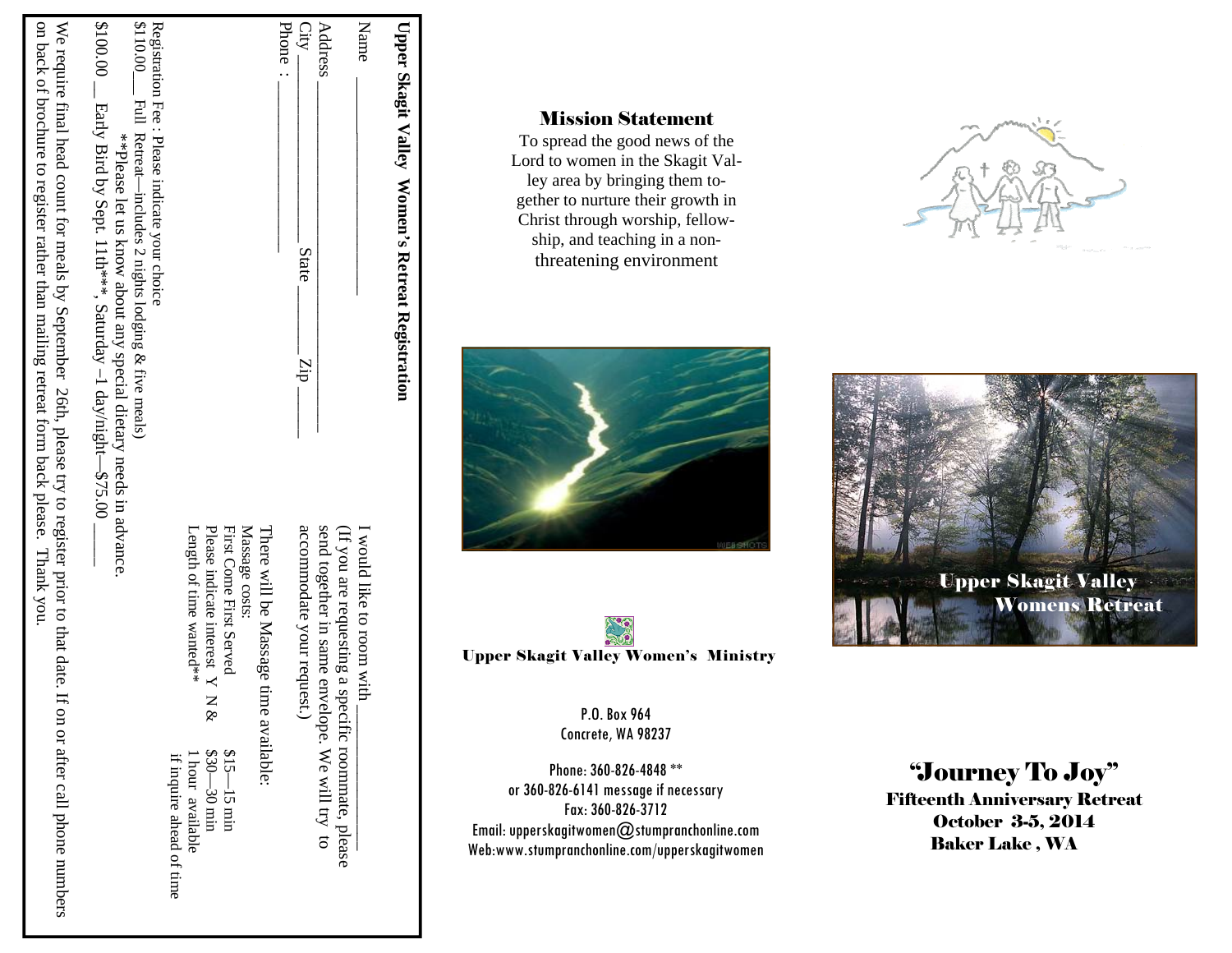## Upper Skagit Valley Women's Retreat Registration

Name ________________

Address ________________________________

City ________________ State ________ Zip ________

Phone : ________________

I would like to room with________________

(If you are requesting a specific roommate, please send together in same envelope. We will try to accommodate your request.)

There will be Massage time available:

Massage costs:

First Come First Served — $15—15 min

Please indicate interest Y N & — $30—30 min

Length of time wanted** — 1 hour available if inquire ahead of time

Registration Fee : Please indicate your choice

$110.00___ Full Retreat—includes 2 nights lodging & five meals)

**Please let us know about any special dietary needs in advance.

$100.00 __ Early Bird by Sept. 11th***, Saturday –1 day/night—$75.00 ____

We require final head count for meals by September 26th, please try to register prior to that date. If on or after call phone numbers on back of brochure to register rather than mailing retreat form back please. Thank you.

## Mission Statement

To spread the good news of the Lord to women in the Skagit Valley area by bringing them together to nurture their growth in Christ through worship, fellowship, and teaching in a non-threatening environment

**Upper Skagit Valley Women's Ministry**

P.O. Box 964
Concrete, WA 98237

Phone: 360-826-4848 **
or 360-826-6141 message if necessary
Fax: 360-826-3712
Email: upperskagitwomen@stumpranchonline.com
Web:www.stumpranchonline.com/upperskagitwomen

Upper Skagit Valley
Womens Retreat

# "Journey To Joy"

**Fifteenth Anniversary Retreat**
**October 3-5, 2014**
**Baker Lake , WA**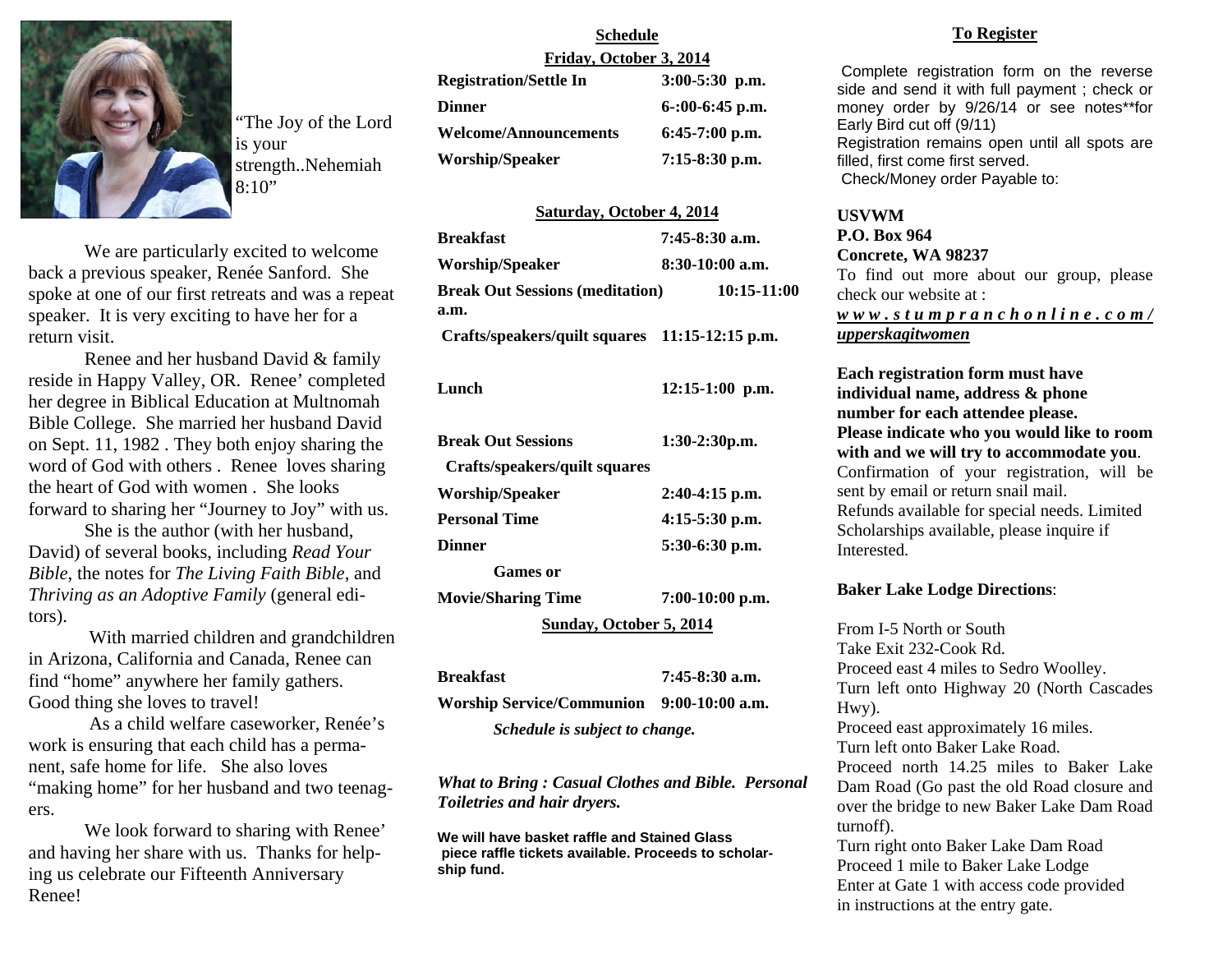"The Joy of the Lord is your strength..Nehemiah 8:10"

We are particularly excited to welcome back a previous speaker, Renée Sanford. She spoke at one of our first retreats and was a repeat speaker. It is very exciting to have her for a return visit.

Renee and her husband David & family reside in Happy Valley, OR. Renee' completed her degree in Biblical Education at Multnomah Bible College. She married her husband David on Sept. 11, 1982 . They both enjoy sharing the word of God with others . Renee loves sharing the heart of God with women . She looks forward to sharing her "Journey to Joy" with us.

She is the author (with her husband, David) of several books, including *Read Your Bible*, the notes for *The Living Faith Bible*, and *Thriving as an Adoptive Family* (general editors).

With married children and grandchildren in Arizona, California and Canada, Renee can find "home" anywhere her family gathers. Good thing she loves to travel!

As a child welfare caseworker, Renée's work is ensuring that each child has a permanent, safe home for life. She also loves "making home" for her husband and two teenagers.

We look forward to sharing with Renee' and having her share with us. Thanks for helping us celebrate our Fifteenth Anniversary Renee!

## Schedule

**Friday, October 3, 2014**

| | |
|---|---|
| **Registration/Settle In** | **3:00-5:30 p.m.** |
| **Dinner** | **6-:00-6:45 p.m.** |
| **Welcome/Announcements** | **6:45-7:00 p.m.** |
| **Worship/Speaker** | **7:15-8:30 p.m.** |

**Saturday, October 4, 2014**

| | |
|---|---|
| **Breakfast** | **7:45-8:30 a.m.** |
| **Worship/Speaker** | **8:30-10:00 a.m.** |
| **Break Out Sessions (meditation)** | **10:15-11:00 a.m.** |
| **Crafts/speakers/quilt squares** | **11:15-12:15 p.m.** |
| **Lunch** | **12:15-1:00 p.m.** |
| **Break Out Sessions** | **1:30-2:30p.m.** |
| **Crafts/speakers/quilt squares** | |
| **Worship/Speaker** | **2:40-4:15 p.m.** |
| **Personal Time** | **4:15-5:30 p.m.** |
| **Dinner** | **5:30-6:30 p.m.** |
| **Games or** | |
| **Movie/Sharing Time** | **7:00-10:00 p.m.** |

**Sunday, October 5, 2014**

| | |
|---|---|
| **Breakfast** | **7:45-8:30 a.m.** |
| **Worship Service/Communion** | **9:00-10:00 a.m.** |

***Schedule is subject to change.***

***What to Bring : Casual Clothes and Bible. Personal Toiletries and hair dryers.***

**We will have basket raffle and Stained Glass piece raffle tickets available. Proceeds to scholarship fund.**

## To Register

Complete registration form on the reverse side and send it with full payment ; check or money order by 9/26/14 or see notes**for Early Bird cut off (9/11)
Registration remains open until all spots are filled, first come first served.
Check/Money order Payable to:

**USVWM**
**P.O. Box 964**
**Concrete, WA 98237**
To find out more about our group, please check our website at :
***www.stumpranchonline.com/upperskagitwomen***

**Each registration form must have individual name, address & phone number for each attendee please.**
**Please indicate who you would like to room with and we will try to accommodate you**.
Confirmation of your registration, will be sent by email or return snail mail.
Refunds available for special needs. Limited Scholarships available, please inquire if Interested.

**Baker Lake Lodge Directions**:

From I-5 North or South
Take Exit 232-Cook Rd.
Proceed east 4 miles to Sedro Woolley.
Turn left onto Highway 20 (North Cascades Hwy).
Proceed east approximately 16 miles.
Turn left onto Baker Lake Road.
Proceed north 14.25 miles to Baker Lake Dam Road (Go past the old Road closure and over the bridge to new Baker Lake Dam Road turnoff).
Turn right onto Baker Lake Dam Road
Proceed 1 mile to Baker Lake Lodge
Enter at Gate 1 with access code provided in instructions at the entry gate.